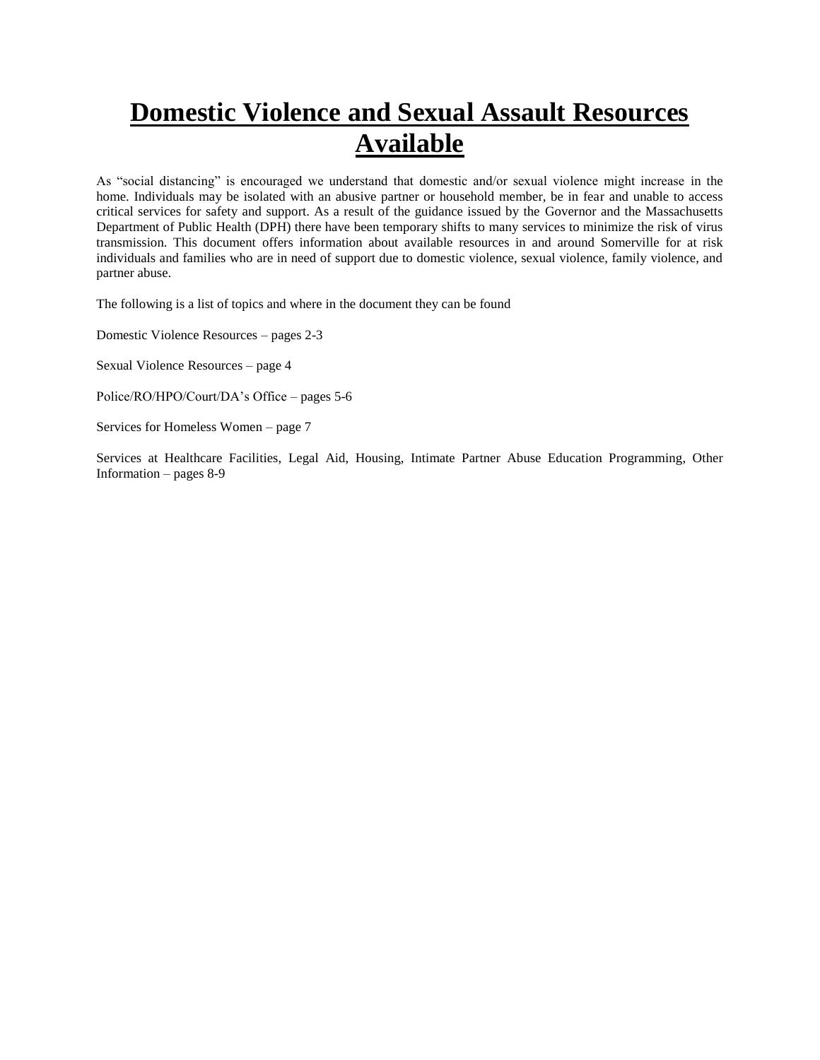# Domestic Violence and Sexual Assault Resources Available

As "social distancing" is encouraged we understand that domestic and/or sexual violence might increase in the home. Individuals may be isolated with an abusive partner or household member, be in fear and unable to access critical services for safety and support. As a result of the guidance issued by the Governor and the Massachusetts Department of Public Health (DPH) there have been temporary shifts to many services to minimize the risk of virus transmission. This document offers information about available resources in and around Somerville for at risk individuals and families who are in need of support due to domestic violence, sexual violence, family violence, and partner abuse.

The following is a list of topics and where in the document they can be found

Domestic Violence Resources – pages 2-3

Sexual Violence Resources – page 4

Police/RO/HPO/Court/DA's Office – pages 5-6

Services for Homeless Women – page 7

Services at Healthcare Facilities, Legal Aid, Housing, Intimate Partner Abuse Education Programming, Other Information – pages 8-9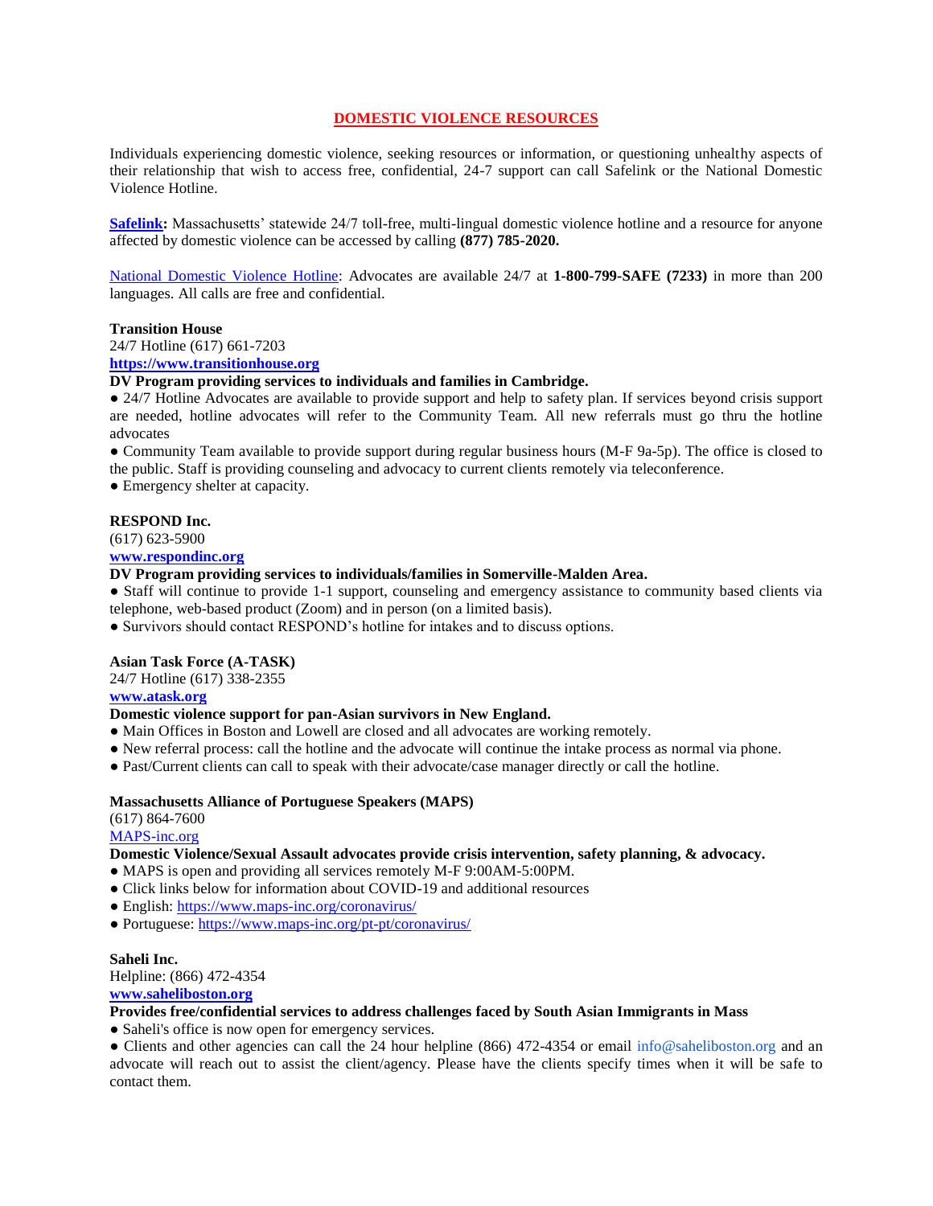# DOMESTIC VIOLENCE RESOURCES

Individuals experiencing domestic violence, seeking resources or information, or questioning unhealthy aspects of their relationship that wish to access free, confidential, 24-7 support can call Safelink or the National Domestic Violence Hotline.

**Safelink:** Massachusetts' statewide 24/7 toll-free, multi-lingual domestic violence hotline and a resource for anyone affected by domestic violence can be accessed by calling **(877) 785-2020.**

National Domestic Violence Hotline: Advocates are available 24/7 at **1-800-799-SAFE (7233)** in more than 200 languages. All calls are free and confidential.

**Transition House**
24/7 Hotline (617) 661-7203
**https://www.transitionhouse.org**
**DV Program providing services to individuals and families in Cambridge.**

- 24/7 Hotline Advocates are available to provide support and help to safety plan. If services beyond crisis support are needed, hotline advocates will refer to the Community Team. All new referrals must go thru the hotline advocates
- Community Team available to provide support during regular business hours (M-F 9a-5p). The office is closed to the public. Staff is providing counseling and advocacy to current clients remotely via teleconference.
- Emergency shelter at capacity.

**RESPOND Inc.**
(617) 623-5900
**www.respondinc.org**
**DV Program providing services to individuals/families in Somerville-Malden Area.**

- Staff will continue to provide 1-1 support, counseling and emergency assistance to community based clients via telephone, web-based product (Zoom) and in person (on a limited basis).
- Survivors should contact RESPOND's hotline for intakes and to discuss options.

**Asian Task Force (A-TASK)**
24/7 Hotline (617) 338-2355
**www.atask.org**
**Domestic violence support for pan-Asian survivors in New England.**

- Main Offices in Boston and Lowell are closed and all advocates are working remotely.
- New referral process: call the hotline and the advocate will continue the intake process as normal via phone.
- Past/Current clients can call to speak with their advocate/case manager directly or call the hotline.

**Massachusetts Alliance of Portuguese Speakers (MAPS)**
(617) 864-7600
MAPS-inc.org
**Domestic Violence/Sexual Assault advocates provide crisis intervention, safety planning, & advocacy.**

- MAPS is open and providing all services remotely M-F 9:00AM-5:00PM.
- Click links below for information about COVID-19 and additional resources
- English: https://www.maps-inc.org/coronavirus/
- Portuguese: https://www.maps-inc.org/pt-pt/coronavirus/

**Saheli Inc.**
Helpline: (866) 472-4354
**www.saheliboston.org**
**Provides free/confidential services to address challenges faced by South Asian Immigrants in Mass**

- Saheli's office is now open for emergency services.
- Clients and other agencies can call the 24 hour helpline (866) 472-4354 or email info@saheliboston.org and an advocate will reach out to assist the client/agency. Please have the clients specify times when it will be safe to contact them.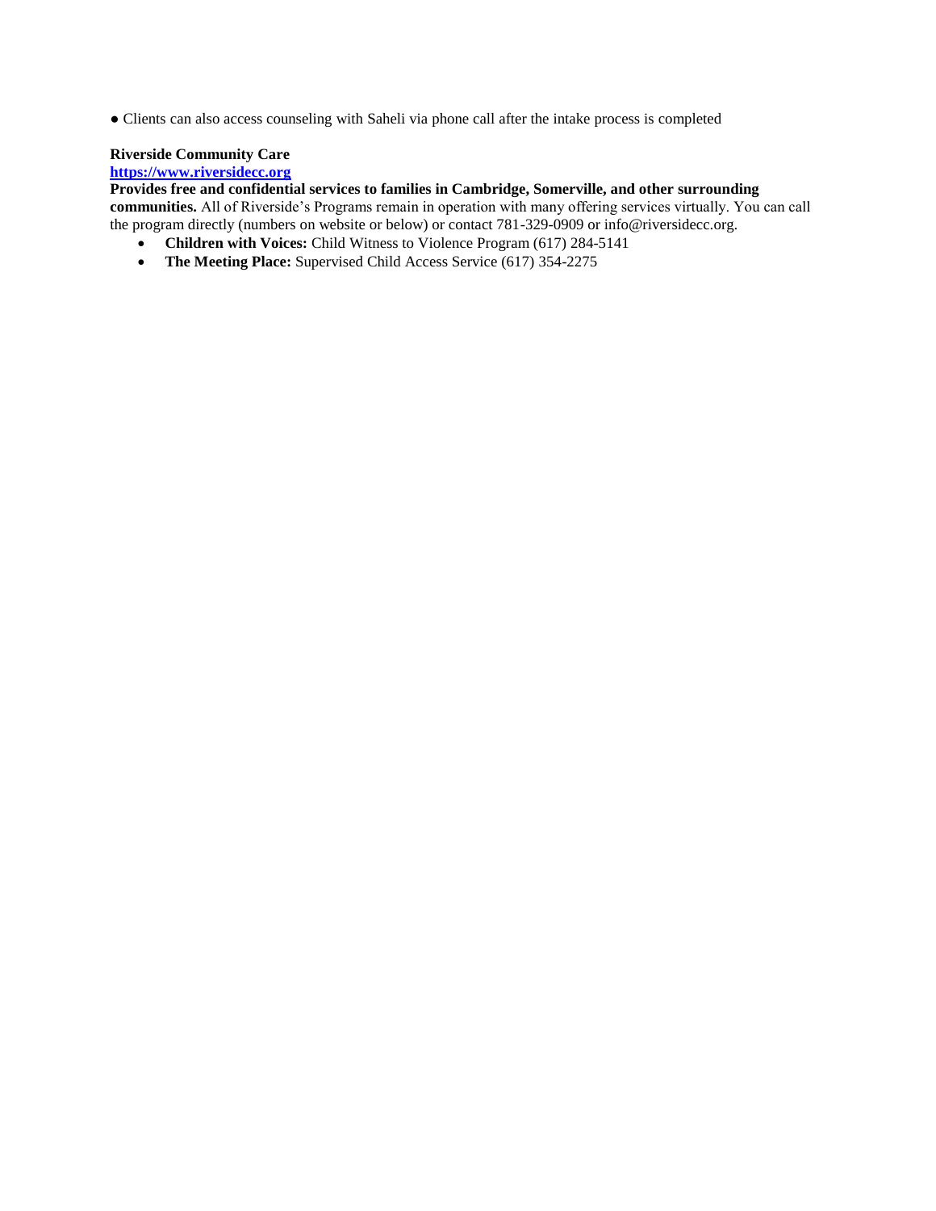● Clients can also access counseling with Saheli via phone call after the intake process is completed

**Riverside Community Care**
**https://www.riversidecc.org**
**Provides free and confidential services to families in Cambridge, Somerville, and other surrounding communities.** All of Riverside's Programs remain in operation with many offering services virtually. You can call the program directly (numbers on website or below) or contact 781-329-0909 or info@riversidecc.org.

- **Children with Voices:** Child Witness to Violence Program (617) 284-5141
- **The Meeting Place:** Supervised Child Access Service (617) 354-2275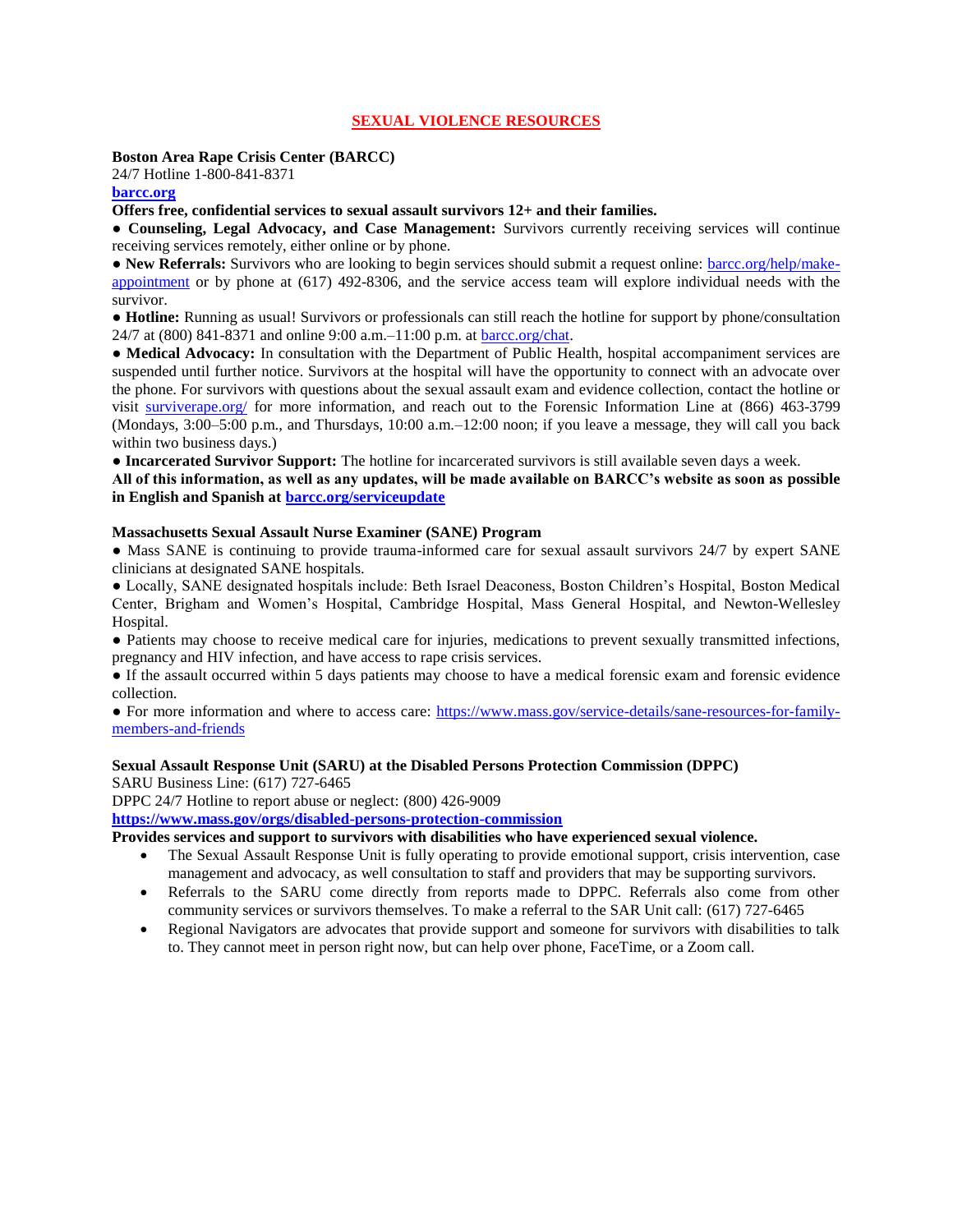# SEXUAL VIOLENCE RESOURCES

**Boston Area Rape Crisis Center (BARCC)**
24/7 Hotline 1-800-841-8371
**barcc.org**
**Offers free, confidential services to sexual assault survivors 12+ and their families.**

● **Counseling, Legal Advocacy, and Case Management:** Survivors currently receiving services will continue receiving services remotely, either online or by phone.

● **New Referrals:** Survivors who are looking to begin services should submit a request online: barcc.org/help/make-appointment or by phone at (617) 492-8306, and the service access team will explore individual needs with the survivor.

● **Hotline:** Running as usual! Survivors or professionals can still reach the hotline for support by phone/consultation 24/7 at (800) 841-8371 and online 9:00 a.m.–11:00 p.m. at barcc.org/chat.

● **Medical Advocacy:** In consultation with the Department of Public Health, hospital accompaniment services are suspended until further notice. Survivors at the hospital will have the opportunity to connect with an advocate over the phone. For survivors with questions about the sexual assault exam and evidence collection, contact the hotline or visit surviverape.org/ for more information, and reach out to the Forensic Information Line at (866) 463-3799 (Mondays, 3:00–5:00 p.m., and Thursdays, 10:00 a.m.–12:00 noon; if you leave a message, they will call you back within two business days.)

● **Incarcerated Survivor Support:** The hotline for incarcerated survivors is still available seven days a week.

**All of this information, as well as any updates, will be made available on BARCC's website as soon as possible in English and Spanish at barcc.org/serviceupdate**

**Massachusetts Sexual Assault Nurse Examiner (SANE) Program**

● Mass SANE is continuing to provide trauma-informed care for sexual assault survivors 24/7 by expert SANE clinicians at designated SANE hospitals.

● Locally, SANE designated hospitals include: Beth Israel Deaconess, Boston Children's Hospital, Boston Medical Center, Brigham and Women's Hospital, Cambridge Hospital, Mass General Hospital, and Newton-Wellesley Hospital.

● Patients may choose to receive medical care for injuries, medications to prevent sexually transmitted infections, pregnancy and HIV infection, and have access to rape crisis services.

● If the assault occurred within 5 days patients may choose to have a medical forensic exam and forensic evidence collection.

● For more information and where to access care: https://www.mass.gov/service-details/sane-resources-for-family-members-and-friends

**Sexual Assault Response Unit (SARU) at the Disabled Persons Protection Commission (DPPC)**
SARU Business Line: (617) 727-6465
DPPC 24/7 Hotline to report abuse or neglect: (800) 426-9009
**https://www.mass.gov/orgs/disabled-persons-protection-commission**
**Provides services and support to survivors with disabilities who have experienced sexual violence.**

- The Sexual Assault Response Unit is fully operating to provide emotional support, crisis intervention, case management and advocacy, as well consultation to staff and providers that may be supporting survivors.
- Referrals to the SARU come directly from reports made to DPPC. Referrals also come from other community services or survivors themselves. To make a referral to the SAR Unit call: (617) 727-6465
- Regional Navigators are advocates that provide support and someone for survivors with disabilities to talk to. They cannot meet in person right now, but can help over phone, FaceTime, or a Zoom call.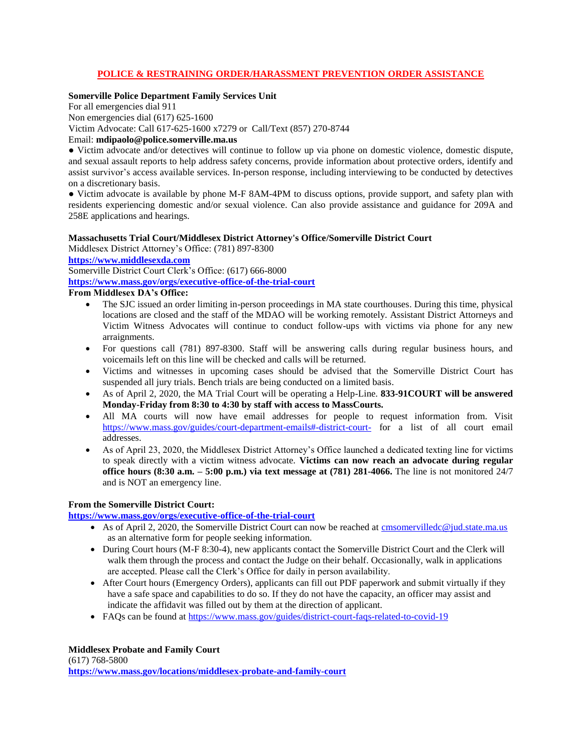## POLICE & RESTRAINING ORDER/HARASSMENT PREVENTION ORDER ASSISTANCE

**Somerville Police Department Family Services Unit**

For all emergencies dial 911

Non emergencies dial (617) 625-1600

Victim Advocate: Call 617-625-1600 x7279 or Call/Text (857) 270-8744

Email: **mdipaolo@police.somerville.ma.us**

● Victim advocate and/or detectives will continue to follow up via phone on domestic violence, domestic dispute, and sexual assault reports to help address safety concerns, provide information about protective orders, identify and assist survivor's access available services. In-person response, including interviewing to be conducted by detectives on a discretionary basis.

● Victim advocate is available by phone M-F 8AM-4PM to discuss options, provide support, and safety plan with residents experiencing domestic and/or sexual violence. Can also provide assistance and guidance for 209A and 258E applications and hearings.

**Massachusetts Trial Court/Middlesex District Attorney's Office/Somerville District Court**

Middlesex District Attorney's Office: (781) 897-8300

**https://www.middlesexda.com**

Somerville District Court Clerk's Office: (617) 666-8000

**https://www.mass.gov/orgs/executive-office-of-the-trial-court**

**From Middlesex DA's Office:**

- The SJC issued an order limiting in-person proceedings in MA state courthouses. During this time, physical locations are closed and the staff of the MDAO will be working remotely. Assistant District Attorneys and Victim Witness Advocates will continue to conduct follow-ups with victims via phone for any new arraignments.
- For questions call (781) 897-8300. Staff will be answering calls during regular business hours, and voicemails left on this line will be checked and calls will be returned.
- Victims and witnesses in upcoming cases should be advised that the Somerville District Court has suspended all jury trials. Bench trials are being conducted on a limited basis.
- As of April 2, 2020, the MA Trial Court will be operating a Help-Line. **833-91COURT will be answered Monday-Friday from 8:30 to 4:30 by staff with access to MassCourts.**
- All MA courts will now have email addresses for people to request information from. Visit https://www.mass.gov/guides/court-department-emails#-district-court- for a list of all court email addresses.
- As of April 23, 2020, the Middlesex District Attorney's Office launched a dedicated texting line for victims to speak directly with a victim witness advocate. **Victims can now reach an advocate during regular office hours (8:30 a.m. – 5:00 p.m.) via text message at (781) 281-4066.** The line is not monitored 24/7 and is NOT an emergency line.

**From the Somerville District Court:**

**https://www.mass.gov/orgs/executive-office-of-the-trial-court**

- As of April 2, 2020, the Somerville District Court can now be reached at cmsomervilledc@jud.state.ma.us as an alternative form for people seeking information.
- During Court hours (M-F 8:30-4), new applicants contact the Somerville District Court and the Clerk will walk them through the process and contact the Judge on their behalf. Occasionally, walk in applications are accepted. Please call the Clerk's Office for daily in person availability.
- After Court hours (Emergency Orders), applicants can fill out PDF paperwork and submit virtually if they have a safe space and capabilities to do so. If they do not have the capacity, an officer may assist and indicate the affidavit was filled out by them at the direction of applicant.
- FAQs can be found at https://www.mass.gov/guides/district-court-faqs-related-to-covid-19

**Middlesex Probate and Family Court**

(617) 768-5800

**https://www.mass.gov/locations/middlesex-probate-and-family-court**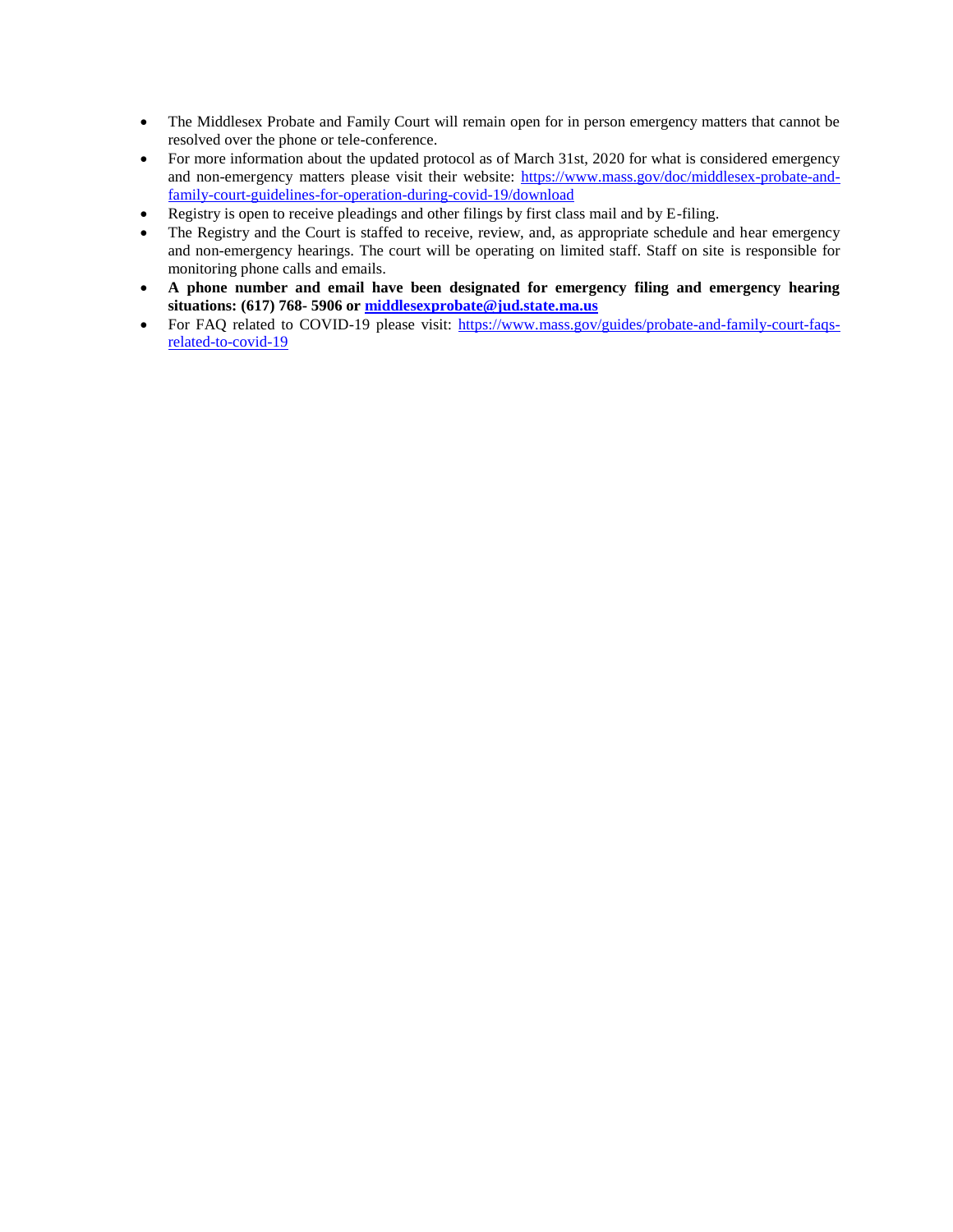- The Middlesex Probate and Family Court will remain open for in person emergency matters that cannot be resolved over the phone or tele-conference.
- For more information about the updated protocol as of March 31st, 2020 for what is considered emergency and non-emergency matters please visit their website: https://www.mass.gov/doc/middlesex-probate-and-family-court-guidelines-for-operation-during-covid-19/download
- Registry is open to receive pleadings and other filings by first class mail and by E-filing.
- The Registry and the Court is staffed to receive, review, and, as appropriate schedule and hear emergency and non-emergency hearings. The court will be operating on limited staff. Staff on site is responsible for monitoring phone calls and emails.
- **A phone number and email have been designated for emergency filing and emergency hearing situations: (617) 768- 5906 or middlesexprobate@jud.state.ma.us**
- For FAQ related to COVID-19 please visit: https://www.mass.gov/guides/probate-and-family-court-faqs-related-to-covid-19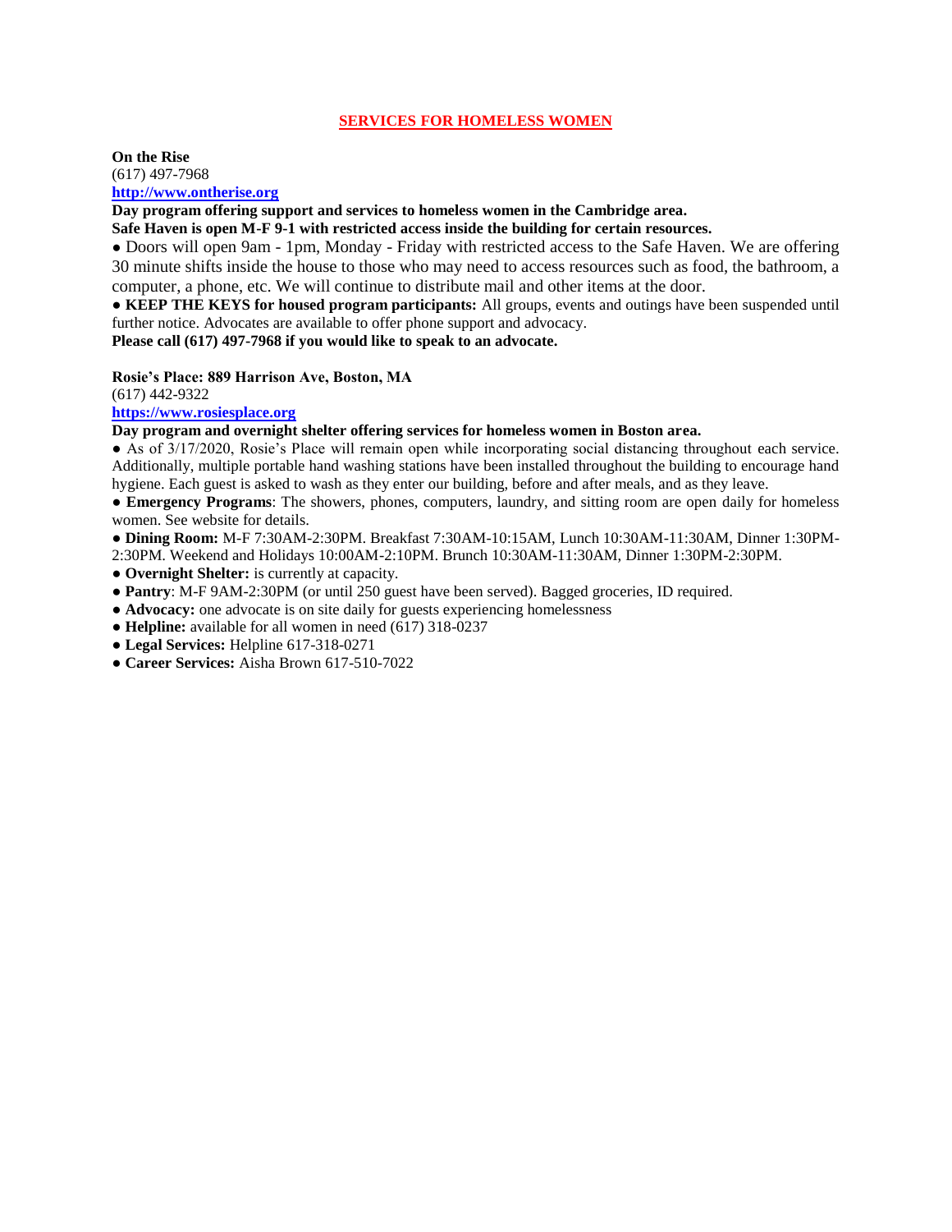## SERVICES FOR HOMELESS WOMEN

**On the Rise**
(617) 497-7968
**http://www.ontherise.org**
**Day program offering support and services to homeless women in the Cambridge area.**
**Safe Haven is open M-F 9-1 with restricted access inside the building for certain resources.**

- Doors will open 9am - 1pm, Monday - Friday with restricted access to the Safe Haven. We are offering 30 minute shifts inside the house to those who may need to access resources such as food, the bathroom, a computer, a phone, etc. We will continue to distribute mail and other items at the door.
- **KEEP THE KEYS for housed program participants:** All groups, events and outings have been suspended until further notice. Advocates are available to offer phone support and advocacy.

**Please call (617) 497-7968 if you would like to speak to an advocate.**

**Rosie's Place: 889 Harrison Ave, Boston, MA**
(617) 442-9322
**https://www.rosiesplace.org**
**Day program and overnight shelter offering services for homeless women in Boston area.**

- As of 3/17/2020, Rosie's Place will remain open while incorporating social distancing throughout each service. Additionally, multiple portable hand washing stations have been installed throughout the building to encourage hand hygiene. Each guest is asked to wash as they enter our building, before and after meals, and as they leave.
- **Emergency Programs**: The showers, phones, computers, laundry, and sitting room are open daily for homeless women. See website for details.
- **Dining Room:** M-F 7:30AM-2:30PM. Breakfast 7:30AM-10:15AM, Lunch 10:30AM-11:30AM, Dinner 1:30PM-2:30PM. Weekend and Holidays 10:00AM-2:10PM. Brunch 10:30AM-11:30AM, Dinner 1:30PM-2:30PM.
- **Overnight Shelter:** is currently at capacity.
- **Pantry**: M-F 9AM-2:30PM (or until 250 guest have been served). Bagged groceries, ID required.
- **Advocacy:** one advocate is on site daily for guests experiencing homelessness
- **Helpline:** available for all women in need (617) 318-0237
- **Legal Services:** Helpline 617-318-0271
- **Career Services:** Aisha Brown 617-510-7022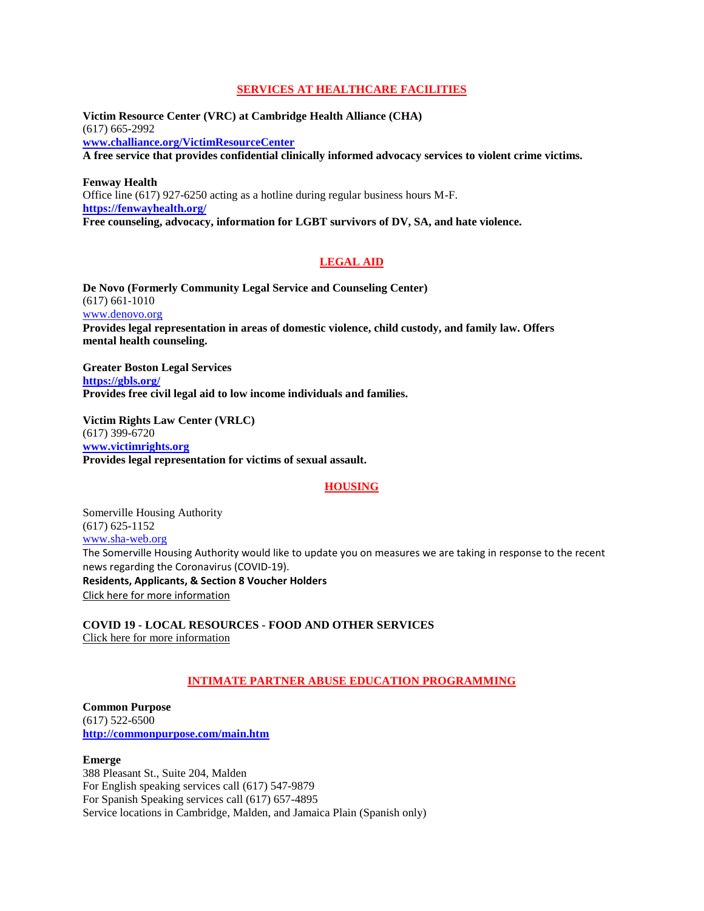## SERVICES AT HEALTHCARE FACILITIES

**Victim Resource Center (VRC) at Cambridge Health Alliance (CHA)**
(617) 665-2992
**www.challiance.org/VictimResourceCenter**
**A free service that provides confidential clinically informed advocacy services to violent crime victims.**

**Fenway Health**
Office line (617) 927-6250 acting as a hotline during regular business hours M-F.
**https://fenwayhealth.org/**
**Free counseling, advocacy, information for LGBT survivors of DV, SA, and hate violence.**

## LEGAL AID

**De Novo (Formerly Community Legal Service and Counseling Center)**
(617) 661-1010
www.denovo.org
**Provides legal representation in areas of domestic violence, child custody, and family law. Offers mental health counseling.**

**Greater Boston Legal Services**
**https://gbls.org/**
**Provides free civil legal aid to low income individuals and families.**

**Victim Rights Law Center (VRLC)**
(617) 399-6720
**www.victimrights.org**
**Provides legal representation for victims of sexual assault.**

## HOUSING

Somerville Housing Authority
(617) 625-1152
www.sha-web.org
The Somerville Housing Authority would like to update you on measures we are taking in response to the recent news regarding the Coronavirus (COVID-19).
**Residents, Applicants, & Section 8 Voucher Holders**
Click here for more information

**COVID 19 - LOCAL RESOURCES - FOOD AND OTHER SERVICES**
Click here for more information

## INTIMATE PARTNER ABUSE EDUCATION PROGRAMMING

**Common Purpose**
(617) 522-6500
**http://commonpurpose.com/main.htm**

**Emerge**
388 Pleasant St., Suite 204, Malden
For English speaking services call (617) 547-9879
For Spanish Speaking services call (617) 657-4895
Service locations in Cambridge, Malden, and Jamaica Plain (Spanish only)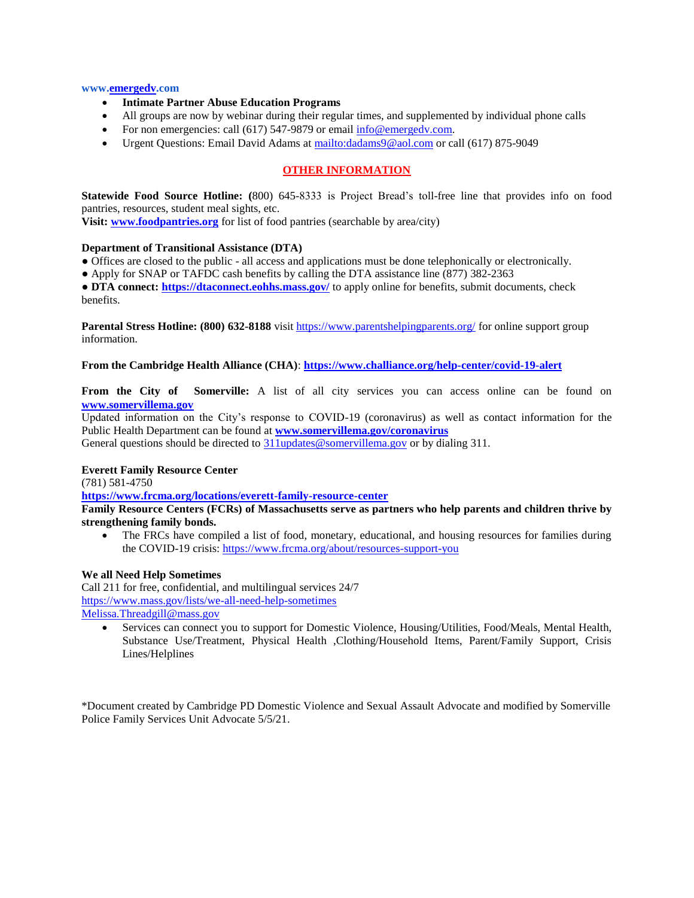**www.emergedv.com**

- **Intimate Partner Abuse Education Programs**
- All groups are now by webinar during their regular times, and supplemented by individual phone calls
- For non emergencies: call (617) 547-9879 or email info@emergedv.com.
- Urgent Questions: Email David Adams at mailto:dadams9@aol.com or call (617) 875-9049

## OTHER INFORMATION

**Statewide Food Source Hotline: (**800) 645-8333 is Project Bread's toll-free line that provides info on food pantries, resources, student meal sights, etc.
**Visit: www.foodpantries.org** for list of food pantries (searchable by area/city)

**Department of Transitional Assistance (DTA)**

- Offices are closed to the public - all access and applications must be done telephonically or electronically.
- Apply for SNAP or TAFDC cash benefits by calling the DTA assistance line (877) 382-2363
- **DTA connect: https://dtaconnect.eohhs.mass.gov/** to apply online for benefits, submit documents, check benefits.

**Parental Stress Hotline: (800) 632-8188** visit https://www.parentshelpingparents.org/ for online support group information.

**From the Cambridge Health Alliance (CHA)**: **https://www.challiance.org/help-center/covid-19-alert**

**From the City of Somerville:** A list of all city services you can access online can be found on **www.somervillema.gov**
Updated information on the City's response to COVID-19 (coronavirus) as well as contact information for the Public Health Department can be found at **www.somervillema.gov/coronavirus**
General questions should be directed to 311updates@somervillema.gov or by dialing 311.

**Everett Family Resource Center**
(781) 581-4750
**https://www.frcma.org/locations/everett-family-resource-center**
**Family Resource Centers (FCRs) of Massachusetts serve as partners who help parents and children thrive by strengthening family bonds.**

- The FRCs have compiled a list of food, monetary, educational, and housing resources for families during the COVID-19 crisis: https://www.frcma.org/about/resources-support-you

**We all Need Help Sometimes**
Call 211 for free, confidential, and multilingual services 24/7
https://www.mass.gov/lists/we-all-need-help-sometimes
Melissa.Threadgill@mass.gov

- Services can connect you to support for Domestic Violence, Housing/Utilities, Food/Meals, Mental Health, Substance Use/Treatment, Physical Health ,Clothing/Household Items, Parent/Family Support, Crisis Lines/Helplines

*Document created by Cambridge PD Domestic Violence and Sexual Assault Advocate and modified by Somerville Police Family Services Unit Advocate 5/5/21.